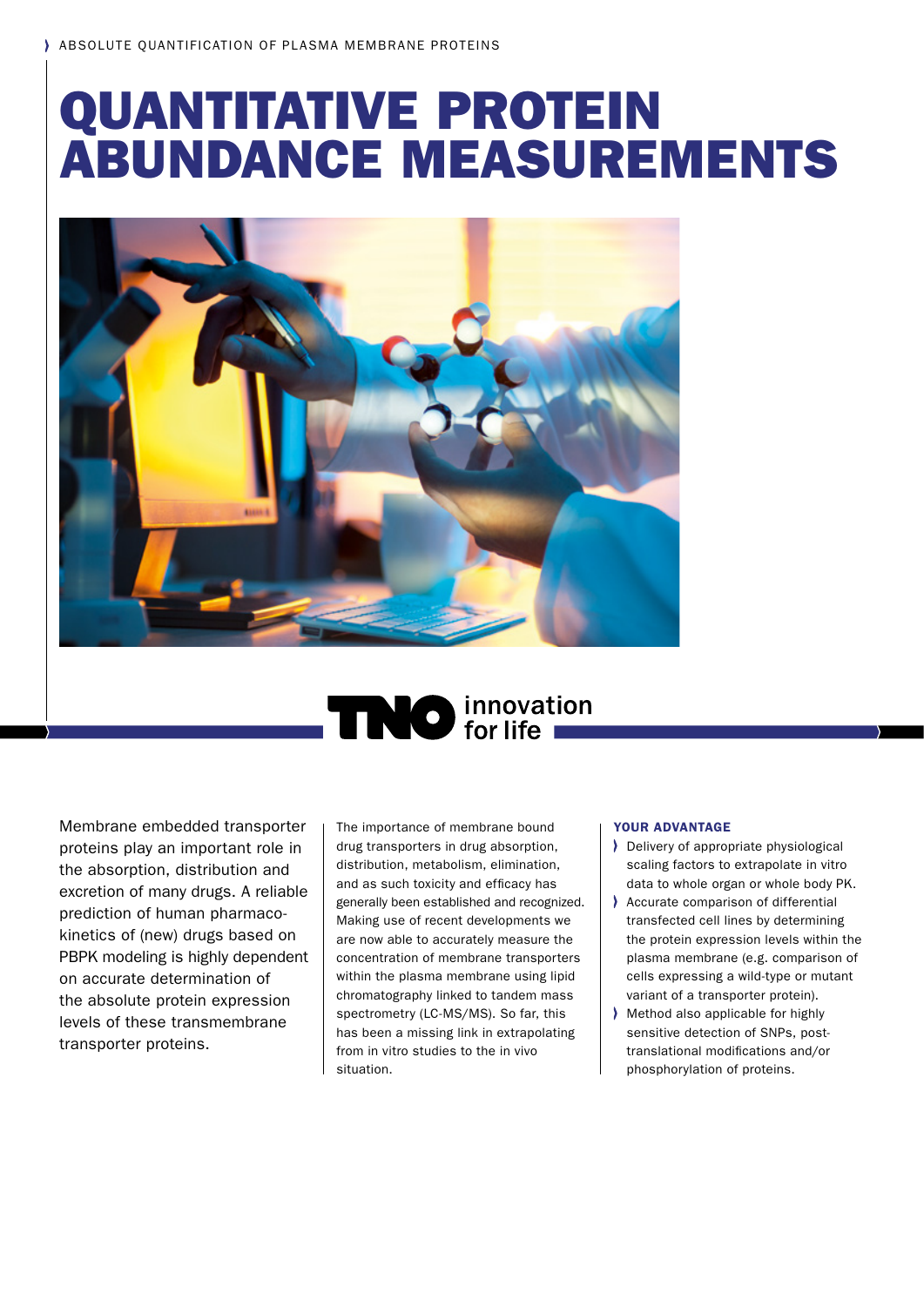ABSOLUTE QUANTIFICATION OF PLASMA MEMBRANE PROTEINS

# QUANTITATIVE PROTEIN ABUNDANCE MEASUREMENTS

TNO innovation for life

Membrane embedded transporter proteins play an important role in the absorption, distribution and excretion of many drugs. A reliable prediction of human pharmaco-kinetics of (new) drugs based on PBPK modeling is highly dependent on accurate determination of the absolute protein expression levels of these transmembrane transporter proteins.

The importance of membrane bound drug transporters in drug absorption, distribution, metabolism, elimination, and as such toxicity and efficacy has generally been established and recognized. Making use of recent developments we are now able to accurately measure the concentration of membrane transporters within the plasma membrane using lipid chromatography linked to tandem mass spectrometry (LC-MS/MS). So far, this has been a missing link in extrapolating from in vitro studies to the in vivo situation.

### YOUR ADVANTAGE

- Delivery of appropriate physiological scaling factors to extrapolate in vitro data to whole organ or whole body PK.
- Accurate comparison of differential transfected cell lines by determining the protein expression levels within the plasma membrane (e.g. comparison of cells expressing a wild-type or mutant variant of a transporter protein).
- Method also applicable for highly sensitive detection of SNPs, post-translational modifications and/or phosphorylation of proteins.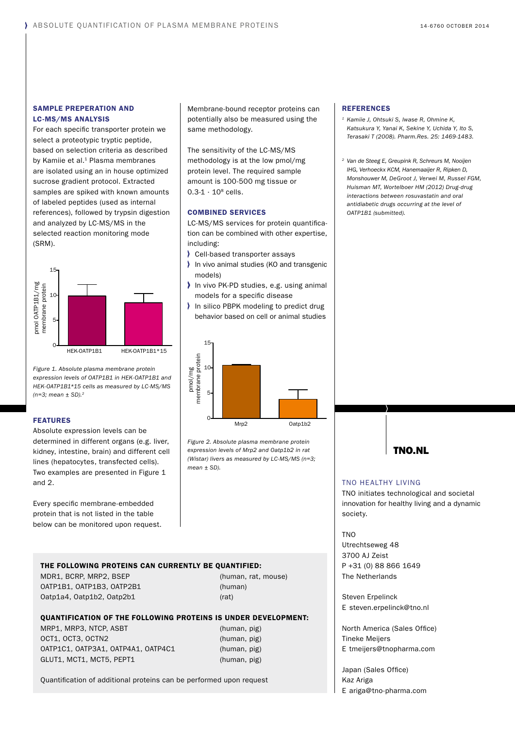## SAMPLE PREPERATION AND LC-MS/MS ANALYSIS

For each specific transporter protein we select a proteotypic tryptic peptide, based on selection criteria as described by Kamiie et al.[1] Plasma membranes are isolated using an in house optimized sucrose gradient protocol. Extracted samples are spiked with known amounts of labeled peptides (used as internal references), followed by trypsin digestion and analyzed by LC-MS/MS in the selected reaction monitoring mode (SRM).

15
10
5
0
pmol OATP1B1/mg membrane protein
HEK-OATP1B1
HEK-OATP1B1*15

*Figure 1. Absolute plasma membrane protein expression levels of OATP1B1 in HEK-OATP1B1 and HEK-OATP1B1*15 cells as measured by LC-MS/MS (n=3; mean ± SD).[2]*

## FEATURES

Absolute expression levels can be determined in different organs (e.g. liver, kidney, intestine, brain) and different cell lines (hepatocytes, transfected cells). Two examples are presented in Figure 1 and 2.

Every specific membrane-embedded protein that is not listed in the table below can be monitored upon request.

Membrane-bound receptor proteins can potentially also be measured using the same methodology.

The sensitivity of the LC-MS/MS methodology is at the low pmol/mg protein level. The required sample amount is 100-500 mg tissue or $0.3\text{-}1 \cdot 10^8$ cells.

## COMBINED SERVICES

LC-MS/MS services for protein quantification can be combined with other expertise, including:

- Cell-based transporter assays
- In vivo animal studies (KO and transgenic models)
- In vivo PK-PD studies, e.g. using animal models for a specific disease
- In silico PBPK modeling to predict drug behavior based on cell or animal studies

15
10
5
0
pmol/mg membrane protein
Mrp2
Oatp1b2

*Figure 2. Absolute plasma membrane protein expression levels of Mrp2 and Oatp1b2 in rat (Wistar) livers as measured by LC-MS/MS (n=3; mean ± SD).*

## REFERENCES

1. *Kamiie J, Ohtsuki S, Iwase R, Ohmine K, Katsukura Y, Yanai K, Sekine Y, Uchida Y, Ito S, Terasaki T (2008). Pharm.Res. 25: 1469-1483.*
2. *Van de Steeg E, Greupink R, Schreurs M, Nooijen IHG, Verhoeckx KCM, Hanemaaijer R, Ripken D, Monshouwer M, DeGroot J, Verwei M, Russel FGM, Huisman MT, Wortelboer HM (2012) Drug-drug interactions between rosuvastatin and oral antidiabetic drugs occurring at the level of OATP1B1 (submitted).*

### THE FOLLOWING PROTEINS CAN CURRENTLY BE QUANTIFIED:

| | |
|---|---|
| MDR1, BCRP, MRP2, BSEP | (human, rat, mouse) |
| OATP1B1, OATP1B3, OATP2B1 | (human) |
| Oatp1a4, Oatp1b2, Oatp2b1 | (rat) |

### QUANTIFICATION OF THE FOLLOWING PROTEINS IS UNDER DEVELOPMENT:

| | |
|---|---|
| MRP1, MRP3, NTCP, ASBT | (human, pig) |
| OCT1, OCT3, OCTN2 | (human, pig) |
| OATP1C1, OATP3A1, OATP4A1, OATP4C1 | (human, pig) |
| GLUT1, MCT1, MCT5, PEPT1 | (human, pig) |

Quantification of additional proteins can be performed upon request

## TNO.NL

### TNO HEALTHY LIVING

TNO initiates technological and societal innovation for healthy living and a dynamic society.

TNO
Utrechtseweg 48
3700 AJ Zeist
P +31 (0) 88 866 1649
The Netherlands

Steven Erpelinck
E steven.erpelinck@tno.nl

North America (Sales Office)
Tineke Meijers
E tmeijers@tnopharma.com

Japan (Sales Office)
Kaz Ariga
E ariga@tno-pharma.com